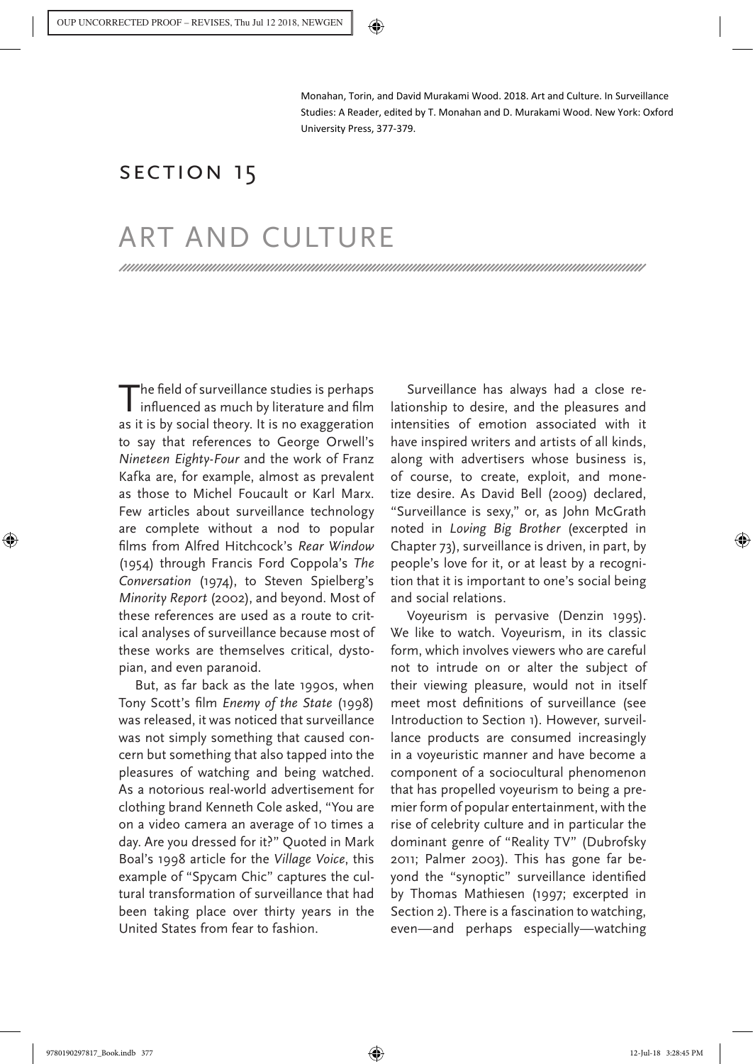Monahan, Torin, and David Murakami Wood. 2018. Art and Culture. In Surveillance Studies: A Reader, edited by T. Monahan and D. Murakami Wood. New York: Oxford University Press, 377-379.

## SECTION 15

# ART AND CULTURE

The field of surveillance studies is perhaps influenced as much by literature and film as it is by social theory. It is no exaggeration to say that references to George Orwell's *Nineteen Eighty-Four* and the work of Franz Kafka are, for example, almost as prevalent as those to Michel Foucault or Karl Marx. Few articles about surveillance technology are complete without a nod to popular films from Alfred Hitchcock's *Rear Window* (1954) through Francis Ford Coppola's *The Conversation* (1974), to Steven Spielberg's *Minority Report* (2002), and beyond. Most of these references are used as a route to critical analyses of surveillance because most of these works are themselves critical, dystopian, and even paranoid.

But, as far back as the late 1990s, when Tony Scott's film *Enemy of the State* (1998) was released, it was noticed that surveillance was not simply something that caused concern but something that also tapped into the pleasures of watching and being watched. As a notorious real-world advertisement for clothing brand Kenneth Cole asked, "You are on a video camera an average of 10 times a day. Are you dressed for it?" Quoted in Mark Boal's 1998 article for the *Village Voice*, this example of "Spycam Chic" captures the cultural transformation of surveillance that had been taking place over thirty years in the United States from fear to fashion.

Surveillance has always had a close relationship to desire, and the pleasures and intensities of emotion associated with it have inspired writers and artists of all kinds, along with advertisers whose business is, of course, to create, exploit, and monetize desire. As David Bell (2009) declared, "Surveillance is sexy," or, as John McGrath noted in *Loving Big Brother* (excerpted in Chapter 73), surveillance is driven, in part, by people's love for it, or at least by a recognition that it is important to one's social being and social relations.

Voyeurism is pervasive (Denzin 1995). We like to watch. Voyeurism, in its classic form, which involves viewers who are careful not to intrude on or alter the subject of their viewing pleasure, would not in itself meet most definitions of surveillance (see Introduction to Section 1). However, surveillance products are consumed increasingly in a voyeuristic manner and have become a component of a sociocultural phenomenon that has propelled voyeurism to being a premier form of popular entertainment, with the rise of celebrity culture and in particular the dominant genre of "Reality TV" (Dubrofsky 2011; Palmer 2003). This has gone far beyond the "synoptic" surveillance identified by Thomas Mathiesen (1997; excerpted in Section 2). There is a fascination to watching, even—and perhaps especially—watching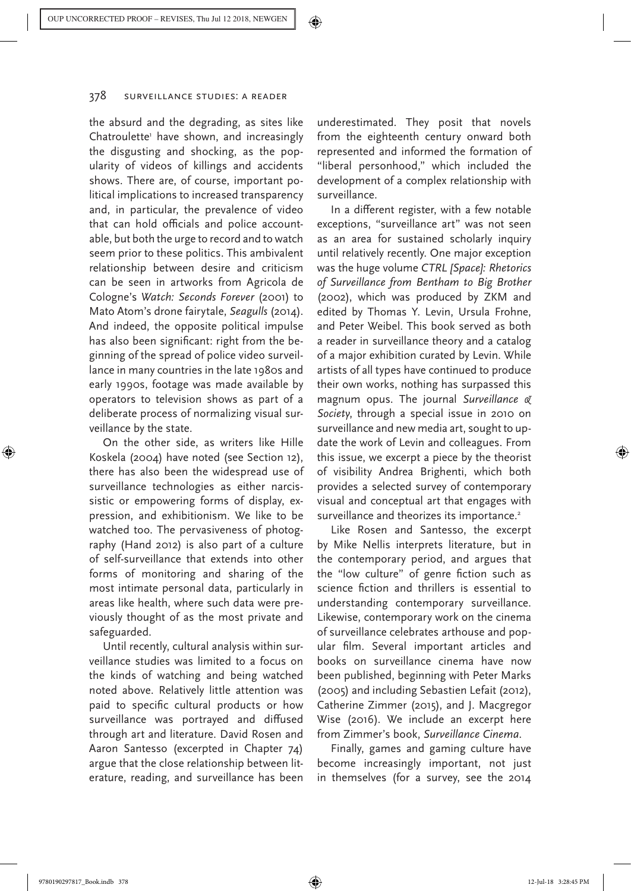the absurd and the degrading, as sites like Chatroulette[1] have shown, and increasingly the disgusting and shocking, as the popularity of videos of killings and accidents shows. There are, of course, important political implications to increased transparency and, in particular, the prevalence of video that can hold officials and police accountable, but both the urge to record and to watch seem prior to these politics. This ambivalent relationship between desire and criticism can be seen in artworks from Agricola de Cologne's *Watch: Seconds Forever* (2001) to Mato Atom's drone fairytale, *Seagulls* (2014). And indeed, the opposite political impulse has also been significant: right from the beginning of the spread of police video surveillance in many countries in the late 1980s and early 1990s, footage was made available by operators to television shows as part of a deliberate process of normalizing visual surveillance by the state.

On the other side, as writers like Hille Koskela (2004) have noted (see Section 12), there has also been the widespread use of surveillance technologies as either narcissistic or empowering forms of display, expression, and exhibitionism. We like to be watched too. The pervasiveness of photography (Hand 2012) is also part of a culture of self-surveillance that extends into other forms of monitoring and sharing of the most intimate personal data, particularly in areas like health, where such data were previously thought of as the most private and safeguarded.

Until recently, cultural analysis within surveillance studies was limited to a focus on the kinds of watching and being watched noted above. Relatively little attention was paid to specific cultural products or how surveillance was portrayed and diffused through art and literature. David Rosen and Aaron Santesso (excerpted in Chapter 74) argue that the close relationship between literature, reading, and surveillance has been underestimated. They posit that novels from the eighteenth century onward both represented and informed the formation of "liberal personhood," which included the development of a complex relationship with surveillance.

In a different register, with a few notable exceptions, "surveillance art" was not seen as an area for sustained scholarly inquiry until relatively recently. One major exception was the huge volume *CTRL [Space]: Rhetorics of Surveillance from Bentham to Big Brother* (2002), which was produced by ZKM and edited by Thomas Y. Levin, Ursula Frohne, and Peter Weibel. This book served as both a reader in surveillance theory and a catalog of a major exhibition curated by Levin. While artists of all types have continued to produce their own works, nothing has surpassed this magnum opus. The journal *Surveillance & Society*, through a special issue in 2010 on surveillance and new media art, sought to update the work of Levin and colleagues. From this issue, we excerpt a piece by the theorist of visibility Andrea Brighenti, which both provides a selected survey of contemporary visual and conceptual art that engages with surveillance and theorizes its importance.[2]

Like Rosen and Santesso, the excerpt by Mike Nellis interprets literature, but in the contemporary period, and argues that the "low culture" of genre fiction such as science fiction and thrillers is essential to understanding contemporary surveillance. Likewise, contemporary work on the cinema of surveillance celebrates arthouse and popular film. Several important articles and books on surveillance cinema have now been published, beginning with Peter Marks (2005) and including Sebastien Lefait (2012), Catherine Zimmer (2015), and J. Macgregor Wise (2016). We include an excerpt here from Zimmer's book, *Surveillance Cinema*.

Finally, games and gaming culture have become increasingly important, not just in themselves (for a survey, see the 2014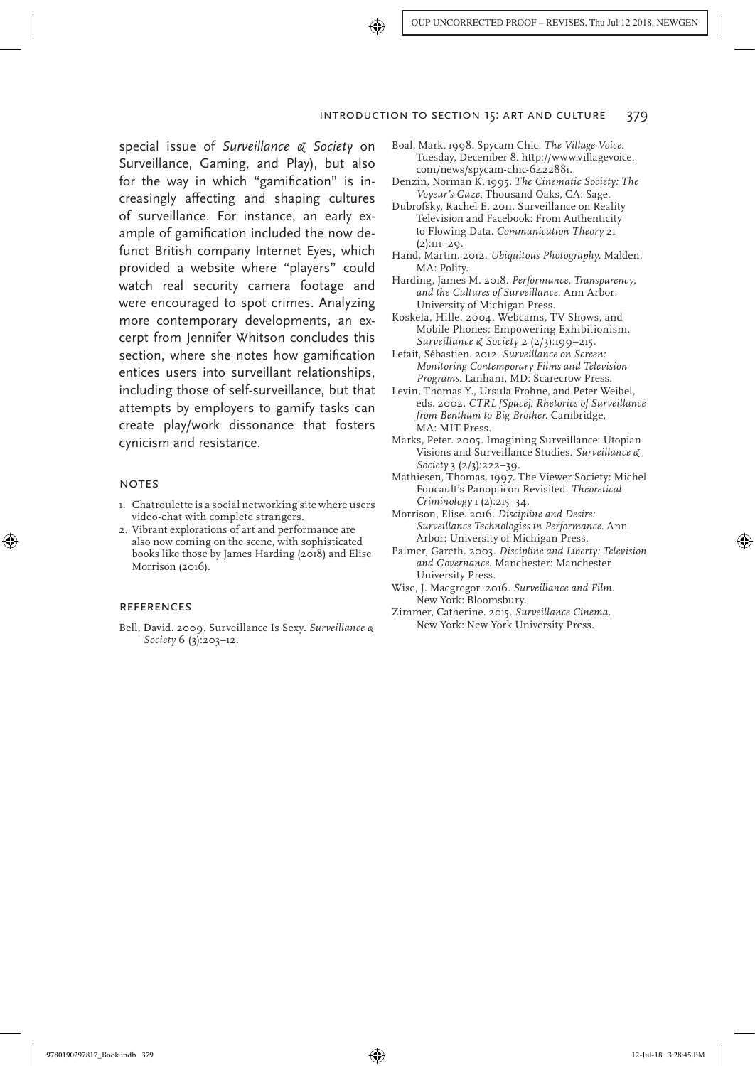special issue of *Surveillance & Society* on Surveillance, Gaming, and Play), but also for the way in which "gamification" is increasingly affecting and shaping cultures of surveillance. For instance, an early example of gamification included the now defunct British company Internet Eyes, which provided a website where "players" could watch real security camera footage and were encouraged to spot crimes. Analyzing more contemporary developments, an excerpt from Jennifer Whitson concludes this section, where she notes how gamification entices users into surveillant relationships, including those of self-surveillance, but that attempts by employers to gamify tasks can create play/work dissonance that fosters cynicism and resistance.

## NOTES

1. Chatroulette is a social networking site where users video-chat with complete strangers.
2. Vibrant explorations of art and performance are also now coming on the scene, with sophisticated books like those by James Harding (2018) and Elise Morrison (2016).

## REFERENCES

Bell, David. 2009. Surveillance Is Sexy. *Surveillance & Society* 6 (3):203–12.

Boal, Mark. 1998. Spycam Chic. *The Village Voice*. Tuesday, December 8. http://www.villagevoice.com/news/spycam-chic-6422881.

Denzin, Norman K. 1995. *The Cinematic Society: The Voyeur's Gaze*. Thousand Oaks, CA: Sage.

Dubrofsky, Rachel E. 2011. Surveillance on Reality Television and Facebook: From Authenticity to Flowing Data. *Communication Theory* 21 (2):111–29.

Hand, Martin. 2012. *Ubiquitous Photography*. Malden, MA: Polity.

Harding, James M. 2018. *Performance, Transparency, and the Cultures of Surveillance*. Ann Arbor: University of Michigan Press.

Koskela, Hille. 2004. Webcams, TV Shows, and Mobile Phones: Empowering Exhibitionism. *Surveillance & Society* 2 (2/3):199–215.

Lefait, Sébastien. 2012. *Surveillance on Screen: Monitoring Contemporary Films and Television Programs*. Lanham, MD: Scarecrow Press.

Levin, Thomas Y., Ursula Frohne, and Peter Weibel, eds. 2002. *CTRL [Space]: Rhetorics of Surveillance from Bentham to Big Brother*. Cambridge, MA: MIT Press.

Marks, Peter. 2005. Imagining Surveillance: Utopian Visions and Surveillance Studies. *Surveillance & Society* 3 (2/3):222–39.

Mathiesen, Thomas. 1997. The Viewer Society: Michel Foucault's Panopticon Revisited. *Theoretical Criminology* 1 (2):215–34.

Morrison, Elise. 2016. *Discipline and Desire: Surveillance Technologies in Performance*. Ann Arbor: University of Michigan Press.

Palmer, Gareth. 2003. *Discipline and Liberty: Television and Governance*. Manchester: Manchester University Press.

Wise, J. Macgregor. 2016. *Surveillance and Film*. New York: Bloomsbury.

Zimmer, Catherine. 2015. *Surveillance Cinema*. New York: New York University Press.